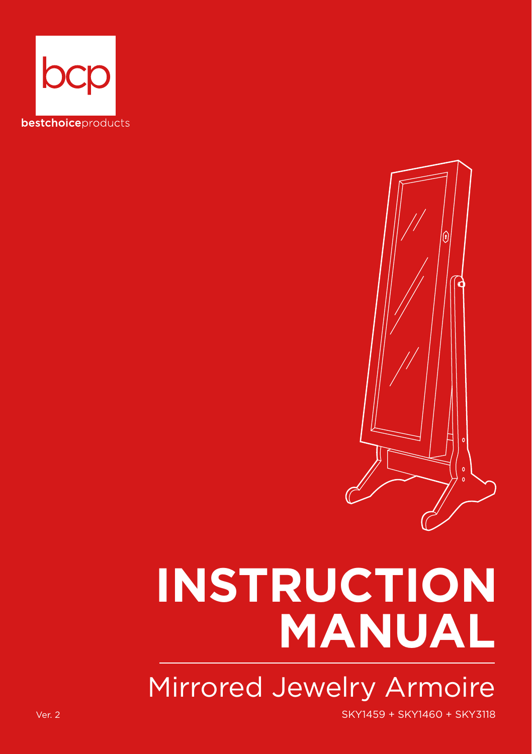bcp

**bestchoice**products

# INSTRUCTION MANUAL

## Mirrored Jewelry Armoire

Ver. 2

SKY1459 + SKY1460 + SKY3118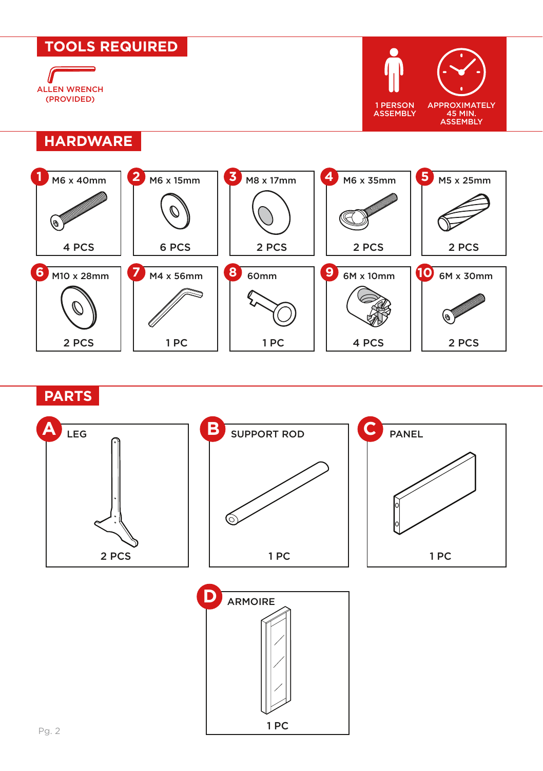## TOOLS REQUIRED

ALLEN WRENCH (PROVIDED)

1 PERSON ASSEMBLY

APPROXIMATELY 45 MIN. ASSEMBLY

## HARDWARE

| # | Size | Quantity |
|---|---|---|
| 1 | M6 x 40mm | 4 PCS |
| 2 | M6 x 15mm | 6 PCS |
| 3 | M8 x 17mm | 2 PCS |
| 4 | M6 x 35mm | 2 PCS |
| 5 | M5 x 25mm | 2 PCS |
| 6 | M10 x 28mm | 2 PCS |
| 7 | M4 x 56mm | 1 PC |
| 8 | 60mm | 1 PC |
| 9 | 6M x 10mm | 4 PCS |
| 10 | 6M x 30mm | 2 PCS |

## PARTS

| Part | Name | Quantity |
|---|---|---|
| A | LEG | 2 PCS |
| B | SUPPORT ROD | 1 PC |
| C | PANEL | 1 PC |
| D | ARMOIRE | 1 PC |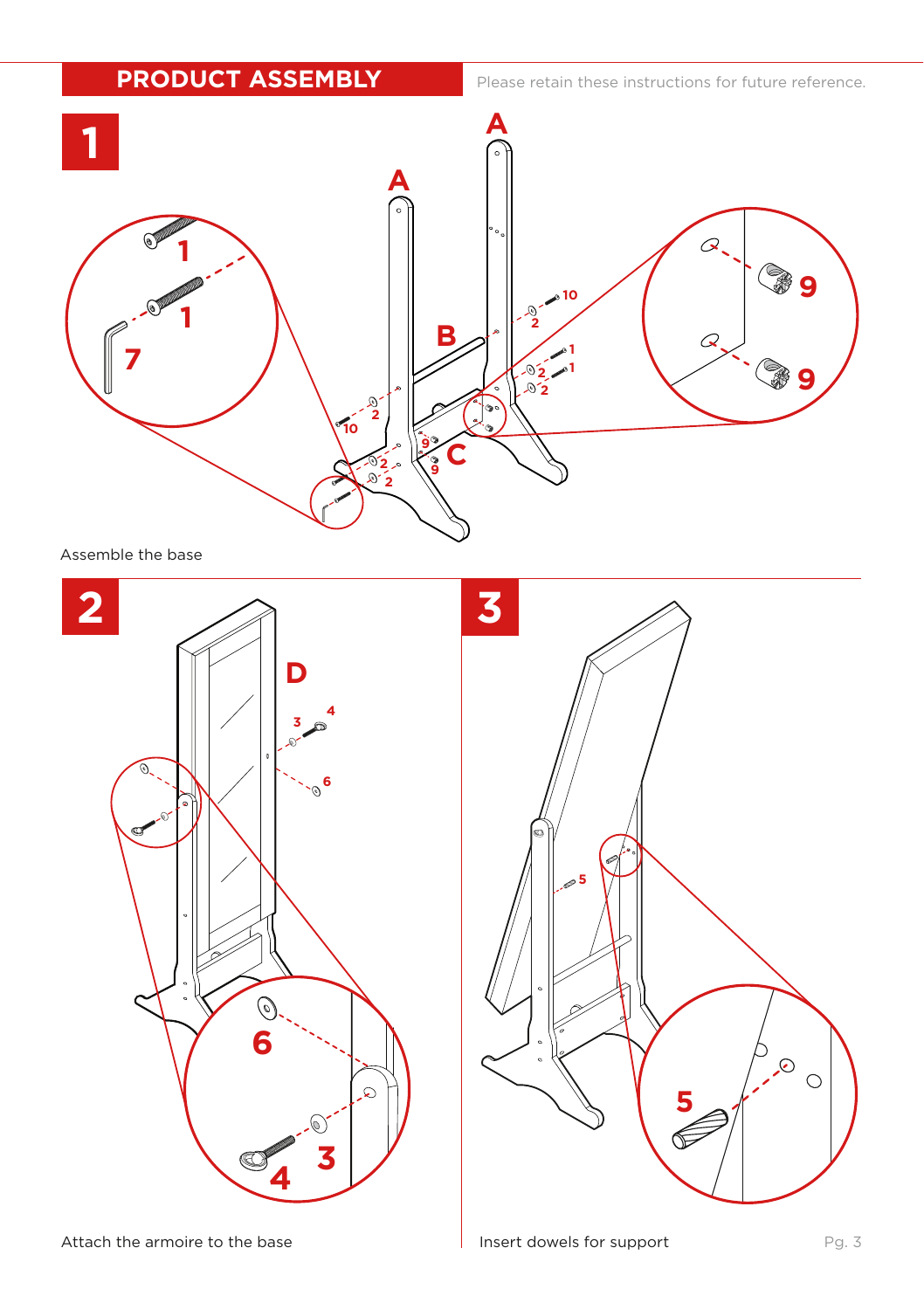## PRODUCT ASSEMBLY

Please retain these instructions for future reference.

## 1

Assemble the base

## 2

Attach the armoire to the base

## 3

Insert dowels for support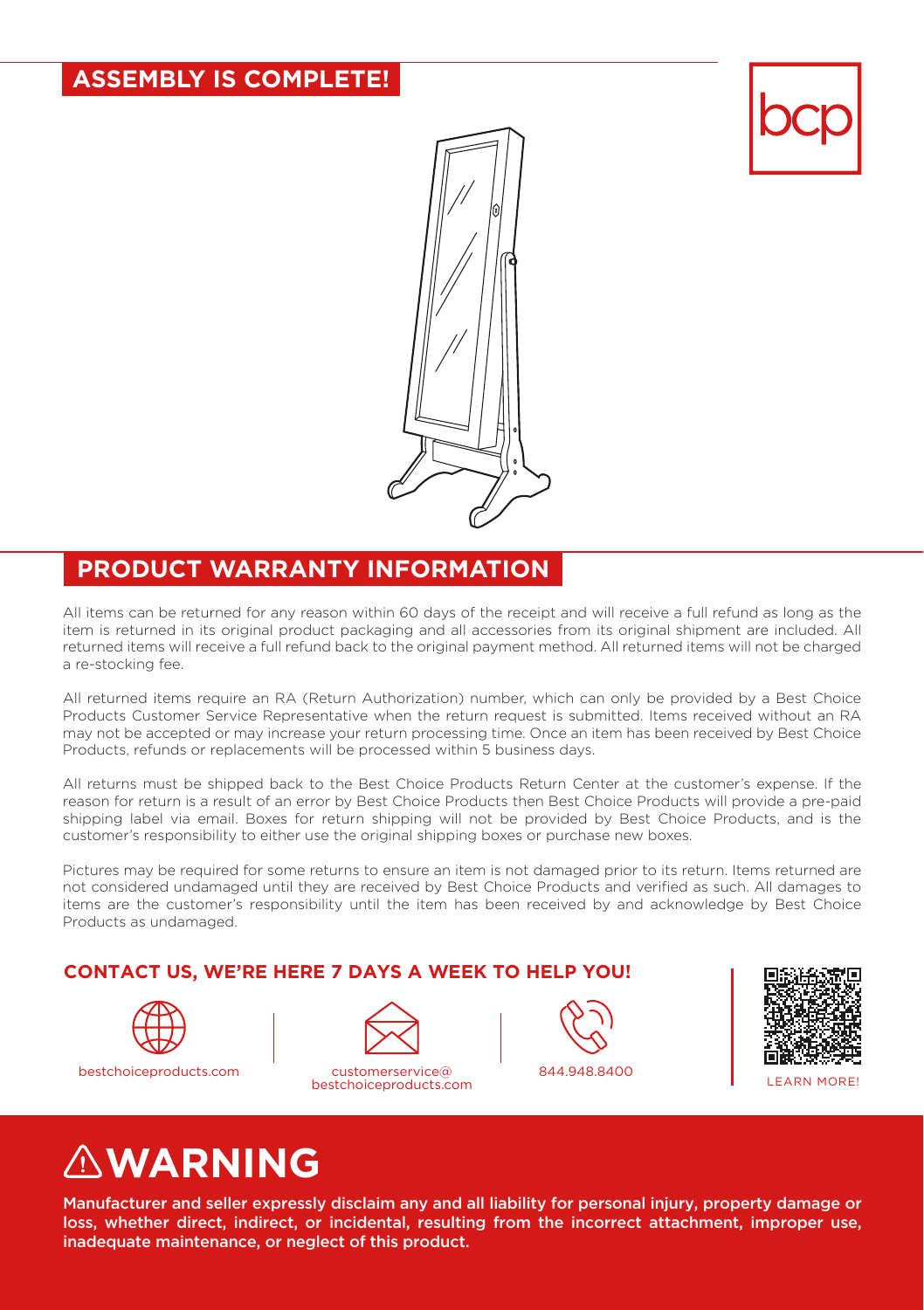## ASSEMBLY IS COMPLETE!

bcp

## PRODUCT WARRANTY INFORMATION

All items can be returned for any reason within 60 days of the receipt and will receive a full refund as long as the item is returned in its original product packaging and all accessories from its original shipment are included. All returned items will receive a full refund back to the original payment method. All returned items will not be charged a re-stocking fee.

All returned items require an RA (Return Authorization) number, which can only be provided by a Best Choice Products Customer Service Representative when the return request is submitted. Items received without an RA may not be accepted or may increase your return processing time. Once an item has been received by Best Choice Products, refunds or replacements will be processed within 5 business days.

All returns must be shipped back to the Best Choice Products Return Center at the customer's expense. If the reason for return is a result of an error by Best Choice Products then Best Choice Products will provide a pre-paid shipping label via email. Boxes for return shipping will not be provided by Best Choice Products, and is the customer's responsibility to either use the original shipping boxes or purchase new boxes.

Pictures may be required for some returns to ensure an item is not damaged prior to its return. Items returned are not considered undamaged until they are received by Best Choice Products and verified as such. All damages to items are the customer's responsibility until the item has been received by and acknowledge by Best Choice Products as undamaged.

### CONTACT US, WE'RE HERE 7 DAYS A WEEK TO HELP YOU!

bestchoiceproducts.com

customerservice@bestchoiceproducts.com

844.948.8400

LEARN MORE!

# ⚠WARNING

**Manufacturer and seller expressly disclaim any and all liability for personal injury, property damage or loss, whether direct, indirect, or incidental, resulting from the incorrect attachment, improper use, inadequate maintenance, or neglect of this product.**